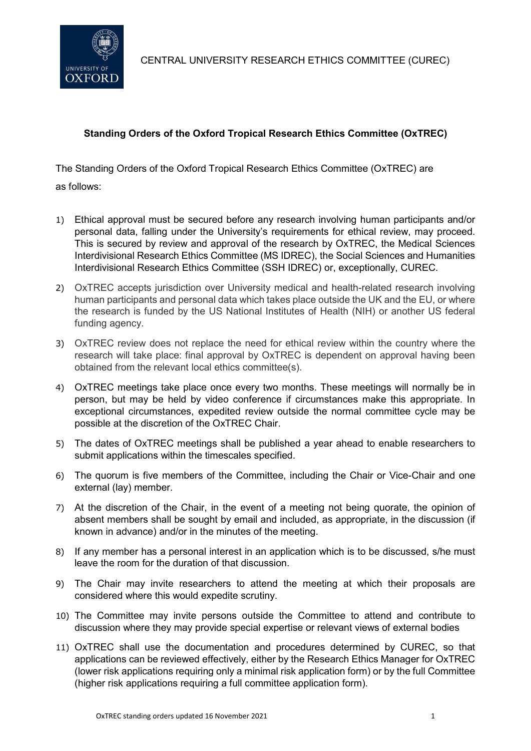CENTRAL UNIVERSITY RESEARCH ETHICS COMMITTEE (CUREC)

## Standing Orders of the Oxford Tropical Research Ethics Committee (OxTREC)

The Standing Orders of the Oxford Tropical Research Ethics Committee (OxTREC) are as follows:

1) Ethical approval must be secured before any research involving human participants and/or personal data, falling under the University's requirements for ethical review, may proceed. This is secured by review and approval of the research by OxTREC, the Medical Sciences Interdivisional Research Ethics Committee (MS IDREC), the Social Sciences and Humanities Interdivisional Research Ethics Committee (SSH IDREC) or, exceptionally, CUREC.
2) OxTREC accepts jurisdiction over University medical and health-related research involving human participants and personal data which takes place outside the UK and the EU, or where the research is funded by the US National Institutes of Health (NIH) or another US federal funding agency.
3) OxTREC review does not replace the need for ethical review within the country where the research will take place: final approval by OxTREC is dependent on approval having been obtained from the relevant local ethics committee(s).
4) OxTREC meetings take place once every two months. These meetings will normally be in person, but may be held by video conference if circumstances make this appropriate. In exceptional circumstances, expedited review outside the normal committee cycle may be possible at the discretion of the OxTREC Chair.
5) The dates of OxTREC meetings shall be published a year ahead to enable researchers to submit applications within the timescales specified.
6) The quorum is five members of the Committee, including the Chair or Vice-Chair and one external (lay) member.
7) At the discretion of the Chair, in the event of a meeting not being quorate, the opinion of absent members shall be sought by email and included, as appropriate, in the discussion (if known in advance) and/or in the minutes of the meeting.
8) If any member has a personal interest in an application which is to be discussed, s/he must leave the room for the duration of that discussion.
9) The Chair may invite researchers to attend the meeting at which their proposals are considered where this would expedite scrutiny.
10) The Committee may invite persons outside the Committee to attend and contribute to discussion where they may provide special expertise or relevant views of external bodies
11) OxTREC shall use the documentation and procedures determined by CUREC, so that applications can be reviewed effectively, either by the Research Ethics Manager for OxTREC (lower risk applications requiring only a minimal risk application form) or by the full Committee (higher risk applications requiring a full committee application form).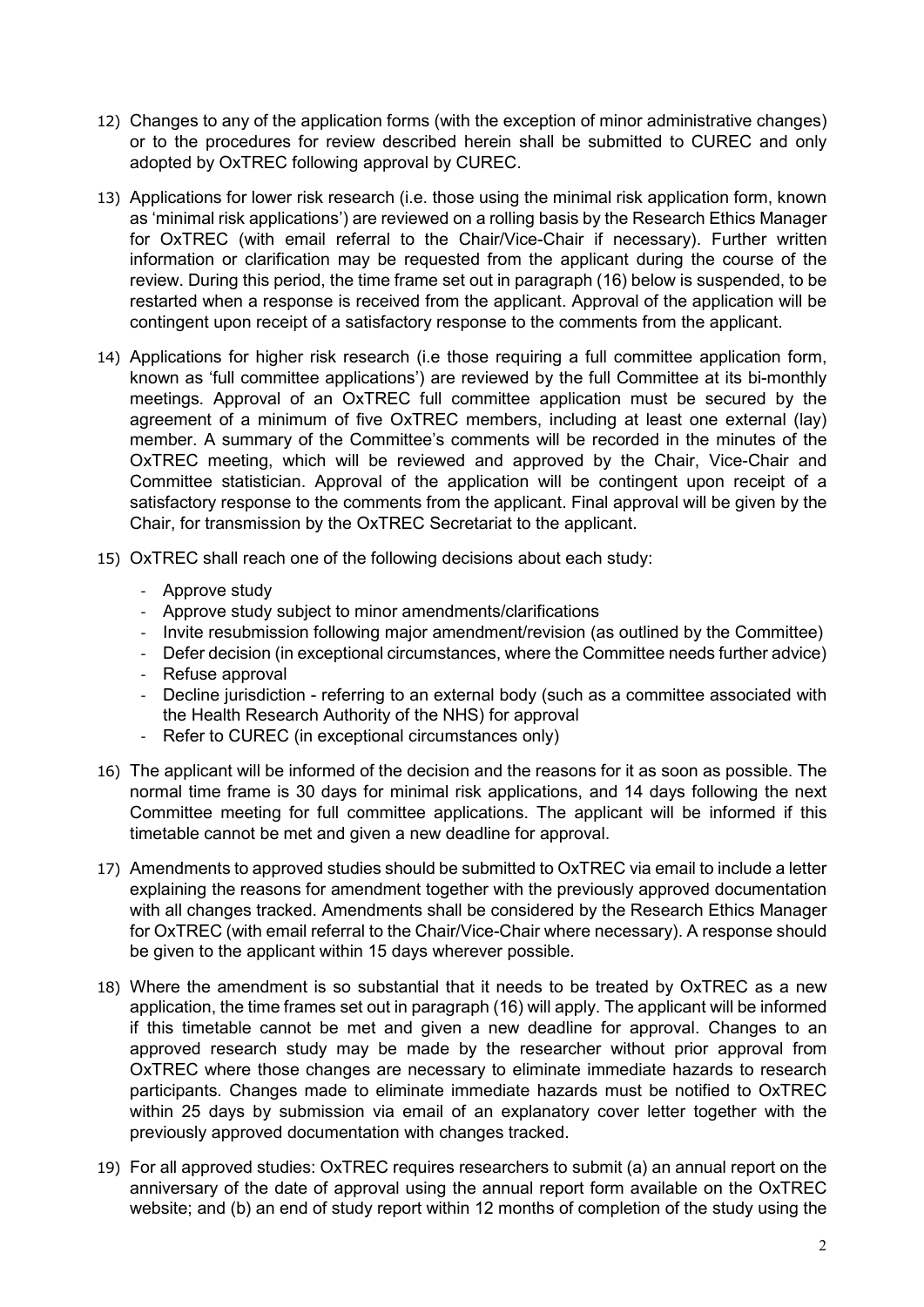12) Changes to any of the application forms (with the exception of minor administrative changes) or to the procedures for review described herein shall be submitted to CUREC and only adopted by OxTREC following approval by CUREC.

13) Applications for lower risk research (i.e. those using the minimal risk application form, known as 'minimal risk applications') are reviewed on a rolling basis by the Research Ethics Manager for OxTREC (with email referral to the Chair/Vice-Chair if necessary). Further written information or clarification may be requested from the applicant during the course of the review. During this period, the time frame set out in paragraph (16) below is suspended, to be restarted when a response is received from the applicant. Approval of the application will be contingent upon receipt of a satisfactory response to the comments from the applicant.

14) Applications for higher risk research (i.e those requiring a full committee application form, known as 'full committee applications') are reviewed by the full Committee at its bi-monthly meetings. Approval of an OxTREC full committee application must be secured by the agreement of a minimum of five OxTREC members, including at least one external (lay) member. A summary of the Committee's comments will be recorded in the minutes of the OxTREC meeting, which will be reviewed and approved by the Chair, Vice-Chair and Committee statistician. Approval of the application will be contingent upon receipt of a satisfactory response to the comments from the applicant. Final approval will be given by the Chair, for transmission by the OxTREC Secretariat to the applicant.

15) OxTREC shall reach one of the following decisions about each study:
    - Approve study
    - Approve study subject to minor amendments/clarifications
    - Invite resubmission following major amendment/revision (as outlined by the Committee)
    - Defer decision (in exceptional circumstances, where the Committee needs further advice)
    - Refuse approval
    - Decline jurisdiction - referring to an external body (such as a committee associated with the Health Research Authority of the NHS) for approval
    - Refer to CUREC (in exceptional circumstances only)

16) The applicant will be informed of the decision and the reasons for it as soon as possible. The normal time frame is 30 days for minimal risk applications, and 14 days following the next Committee meeting for full committee applications. The applicant will be informed if this timetable cannot be met and given a new deadline for approval.

17) Amendments to approved studies should be submitted to OxTREC via email to include a letter explaining the reasons for amendment together with the previously approved documentation with all changes tracked. Amendments shall be considered by the Research Ethics Manager for OxTREC (with email referral to the Chair/Vice-Chair where necessary). A response should be given to the applicant within 15 days wherever possible.

18) Where the amendment is so substantial that it needs to be treated by OxTREC as a new application, the time frames set out in paragraph (16) will apply. The applicant will be informed if this timetable cannot be met and given a new deadline for approval. Changes to an approved research study may be made by the researcher without prior approval from OxTREC where those changes are necessary to eliminate immediate hazards to research participants. Changes made to eliminate immediate hazards must be notified to OxTREC within 25 days by submission via email of an explanatory cover letter together with the previously approved documentation with changes tracked.

19) For all approved studies: OxTREC requires researchers to submit (a) an annual report on the anniversary of the date of approval using the annual report form available on the OxTREC website; and (b) an end of study report within 12 months of completion of the study using the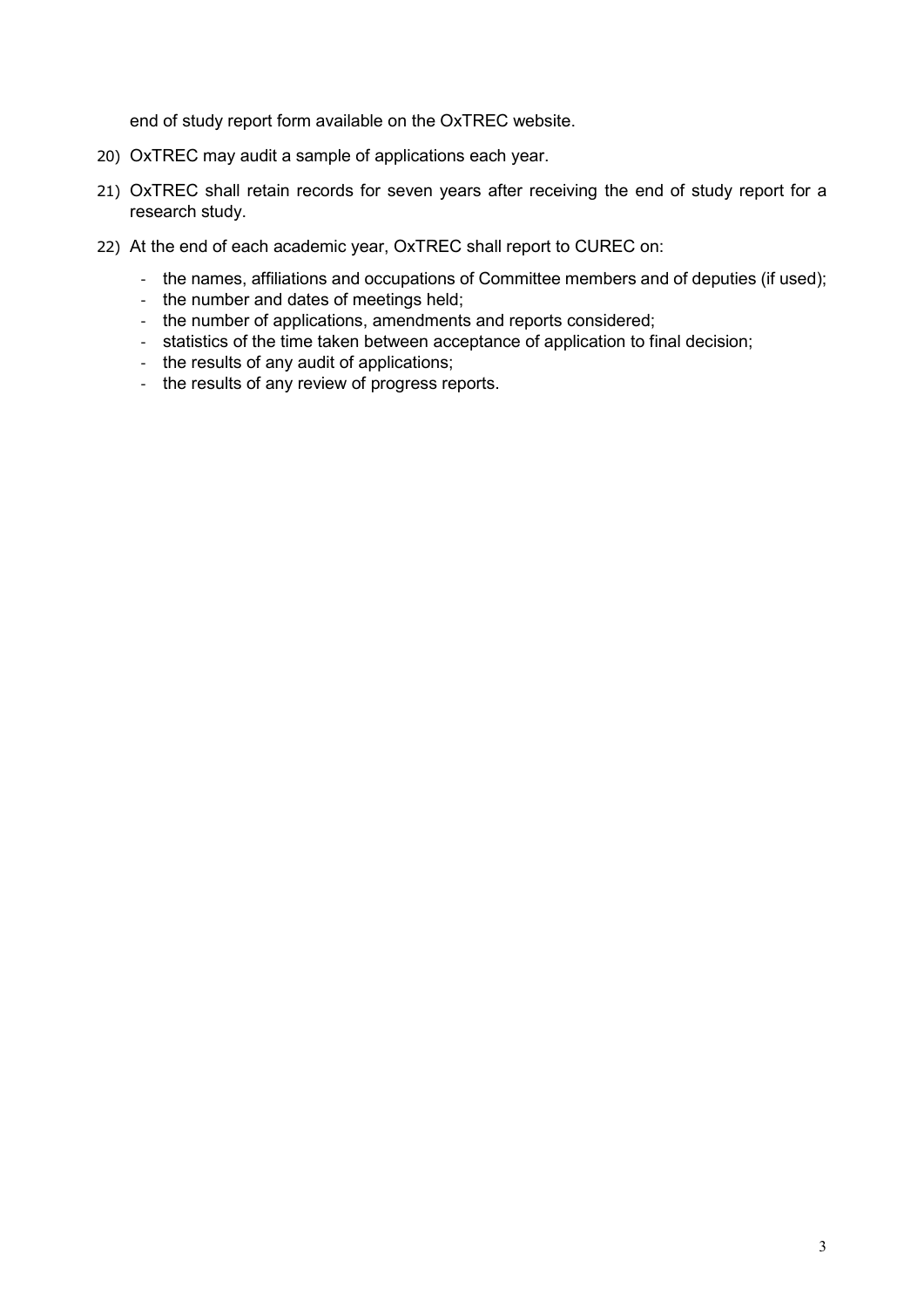end of study report form available on the OxTREC website.

20) OxTREC may audit a sample of applications each year.

21) OxTREC shall retain records for seven years after receiving the end of study report for a research study.

22) At the end of each academic year, OxTREC shall report to CUREC on:

    - the names, affiliations and occupations of Committee members and of deputies (if used);
    - the number and dates of meetings held;
    - the number of applications, amendments and reports considered;
    - statistics of the time taken between acceptance of application to final decision;
    - the results of any audit of applications;
    - the results of any review of progress reports.